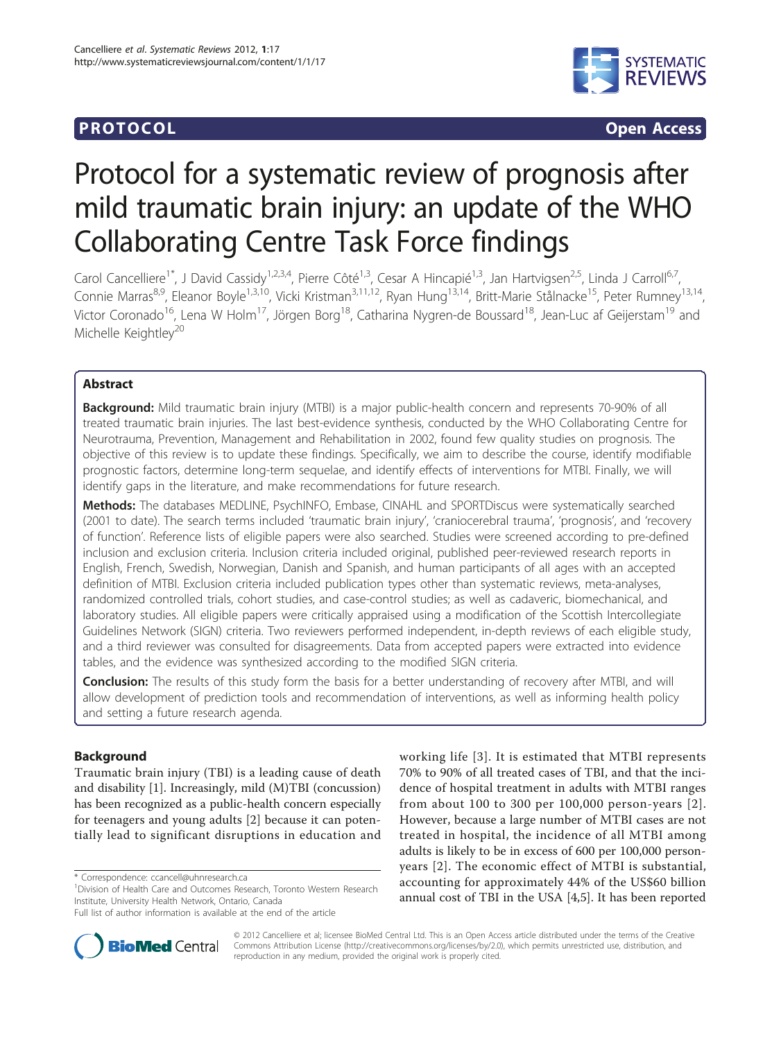**PROTOCOL** **Open Access**

# Protocol for a systematic review of prognosis after mild traumatic brain injury: an update of the WHO Collaborating Centre Task Force findings

Carol Cancelliere[1*], J David Cassidy[1,2,3,4], Pierre Côté[1,3], Cesar A Hincapié[1,3], Jan Hartvigsen[2,5], Linda J Carroll[6,7], Connie Marras[8,9], Eleanor Boyle[1,3,10], Vicki Kristman[3,11,12], Ryan Hung[13,14], Britt-Marie Stålnacke[15], Peter Rumney[13,14], Victor Coronado[16], Lena W Holm[17], Jörgen Borg[18], Catharina Nygren-de Boussard[18], Jean-Luc af Geijerstam[19] and Michelle Keightley[20]

## Abstract

**Background:** Mild traumatic brain injury (MTBI) is a major public-health concern and represents 70-90% of all treated traumatic brain injuries. The last best-evidence synthesis, conducted by the WHO Collaborating Centre for Neurotrauma, Prevention, Management and Rehabilitation in 2002, found few quality studies on prognosis. The objective of this review is to update these findings. Specifically, we aim to describe the course, identify modifiable prognostic factors, determine long-term sequelae, and identify effects of interventions for MTBI. Finally, we will identify gaps in the literature, and make recommendations for future research.

**Methods:** The databases MEDLINE, PsychINFO, Embase, CINAHL and SPORTDiscus were systematically searched (2001 to date). The search terms included 'traumatic brain injury', 'craniocerebral trauma', 'prognosis', and 'recovery of function'. Reference lists of eligible papers were also searched. Studies were screened according to pre-defined inclusion and exclusion criteria. Inclusion criteria included original, published peer-reviewed research reports in English, French, Swedish, Norwegian, Danish and Spanish, and human participants of all ages with an accepted definition of MTBI. Exclusion criteria included publication types other than systematic reviews, meta-analyses, randomized controlled trials, cohort studies, and case-control studies; as well as cadaveric, biomechanical, and laboratory studies. All eligible papers were critically appraised using a modification of the Scottish Intercollegiate Guidelines Network (SIGN) criteria. Two reviewers performed independent, in-depth reviews of each eligible study, and a third reviewer was consulted for disagreements. Data from accepted papers were extracted into evidence tables, and the evidence was synthesized according to the modified SIGN criteria.

**Conclusion:** The results of this study form the basis for a better understanding of recovery after MTBI, and will allow development of prediction tools and recommendation of interventions, as well as informing health policy and setting a future research agenda.

## Background

Traumatic brain injury (TBI) is a leading cause of death and disability [1]. Increasingly, mild (M)TBI (concussion) has been recognized as a public-health concern especially for teenagers and young adults [2] because it can potentially lead to significant disruptions in education and working life [3]. It is estimated that MTBI represents 70% to 90% of all treated cases of TBI, and that the incidence of hospital treatment in adults with MTBI ranges from about 100 to 300 per 100,000 person-years [2]. However, because a large number of MTBI cases are not treated in hospital, the incidence of all MTBI among adults is likely to be in excess of 600 per 100,000 person-years [2]. The economic effect of MTBI is substantial, accounting for approximately 44% of the US$60 billion annual cost of TBI in the USA [4,5]. It has been reported

\* Correspondence: ccancell@uhnresearch.ca

[1]Division of Health Care and Outcomes Research, Toronto Western Research Institute, University Health Network, Ontario, Canada

Full list of author information is available at the end of the article

© 2012 Cancelliere et al; licensee BioMed Central Ltd. This is an Open Access article distributed under the terms of the Creative Commons Attribution License (http://creativecommons.org/licenses/by/2.0), which permits unrestricted use, distribution, and reproduction in any medium, provided the original work is properly cited.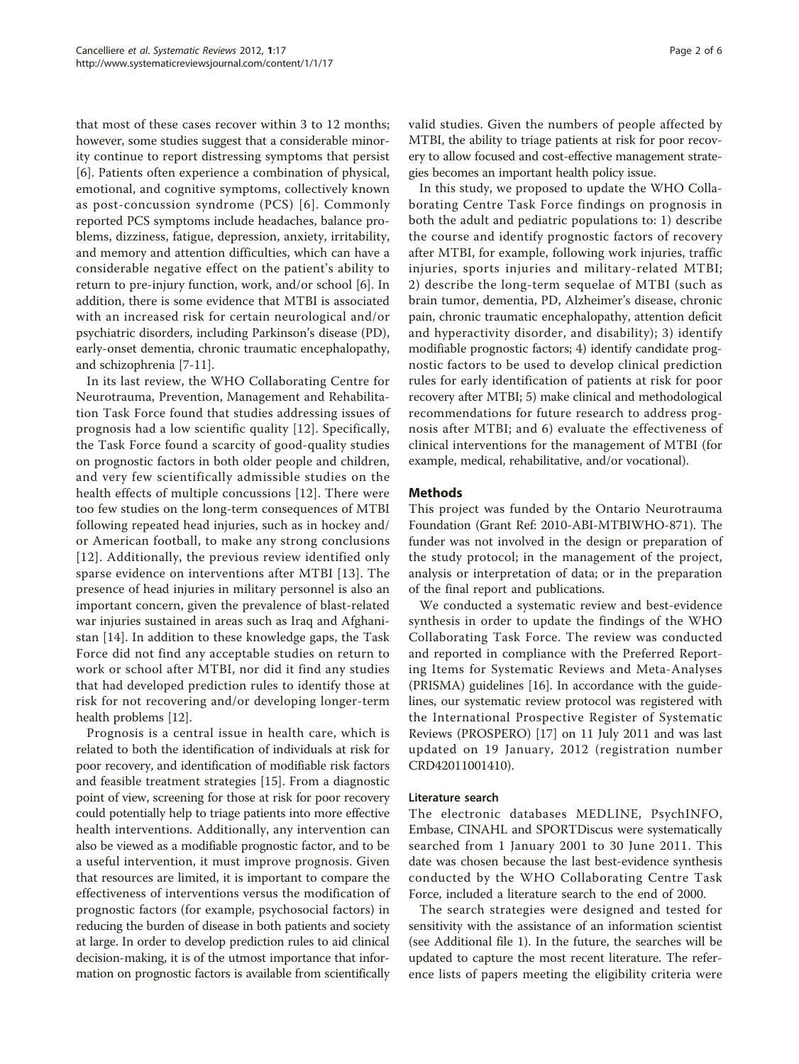that most of these cases recover within 3 to 12 months; however, some studies suggest that a considerable minority continue to report distressing symptoms that persist [6]. Patients often experience a combination of physical, emotional, and cognitive symptoms, collectively known as post-concussion syndrome (PCS) [6]. Commonly reported PCS symptoms include headaches, balance problems, dizziness, fatigue, depression, anxiety, irritability, and memory and attention difficulties, which can have a considerable negative effect on the patient's ability to return to pre-injury function, work, and/or school [6]. In addition, there is some evidence that MTBI is associated with an increased risk for certain neurological and/or psychiatric disorders, including Parkinson's disease (PD), early-onset dementia, chronic traumatic encephalopathy, and schizophrenia [7-11].

In its last review, the WHO Collaborating Centre for Neurotrauma, Prevention, Management and Rehabilitation Task Force found that studies addressing issues of prognosis had a low scientific quality [12]. Specifically, the Task Force found a scarcity of good-quality studies on prognostic factors in both older people and children, and very few scientifically admissible studies on the health effects of multiple concussions [12]. There were too few studies on the long-term consequences of MTBI following repeated head injuries, such as in hockey and/or American football, to make any strong conclusions [12]. Additionally, the previous review identified only sparse evidence on interventions after MTBI [13]. The presence of head injuries in military personnel is also an important concern, given the prevalence of blast-related war injuries sustained in areas such as Iraq and Afghanistan [14]. In addition to these knowledge gaps, the Task Force did not find any acceptable studies on return to work or school after MTBI, nor did it find any studies that had developed prediction rules to identify those at risk for not recovering and/or developing longer-term health problems [12].

Prognosis is a central issue in health care, which is related to both the identification of individuals at risk for poor recovery, and identification of modifiable risk factors and feasible treatment strategies [15]. From a diagnostic point of view, screening for those at risk for poor recovery could potentially help to triage patients into more effective health interventions. Additionally, any intervention can also be viewed as a modifiable prognostic factor, and to be a useful intervention, it must improve prognosis. Given that resources are limited, it is important to compare the effectiveness of interventions versus the modification of prognostic factors (for example, psychosocial factors) in reducing the burden of disease in both patients and society at large. In order to develop prediction rules to aid clinical decision-making, it is of the utmost importance that information on prognostic factors is available from scientifically valid studies. Given the numbers of people affected by MTBI, the ability to triage patients at risk for poor recovery to allow focused and cost-effective management strategies becomes an important health policy issue.

In this study, we proposed to update the WHO Collaborating Centre Task Force findings on prognosis in both the adult and pediatric populations to: 1) describe the course and identify prognostic factors of recovery after MTBI, for example, following work injuries, traffic injuries, sports injuries and military-related MTBI; 2) describe the long-term sequelae of MTBI (such as brain tumor, dementia, PD, Alzheimer's disease, chronic pain, chronic traumatic encephalopathy, attention deficit and hyperactivity disorder, and disability); 3) identify modifiable prognostic factors; 4) identify candidate prognostic factors to be used to develop clinical prediction rules for early identification of patients at risk for poor recovery after MTBI; 5) make clinical and methodological recommendations for future research to address prognosis after MTBI; and 6) evaluate the effectiveness of clinical interventions for the management of MTBI (for example, medical, rehabilitative, and/or vocational).

## Methods

This project was funded by the Ontario Neurotrauma Foundation (Grant Ref: 2010-ABI-MTBIWHO-871). The funder was not involved in the design or preparation of the study protocol; in the management of the project, analysis or interpretation of data; or in the preparation of the final report and publications.

We conducted a systematic review and best-evidence synthesis in order to update the findings of the WHO Collaborating Task Force. The review was conducted and reported in compliance with the Preferred Reporting Items for Systematic Reviews and Meta-Analyses (PRISMA) guidelines [16]. In accordance with the guidelines, our systematic review protocol was registered with the International Prospective Register of Systematic Reviews (PROSPERO) [17] on 11 July 2011 and was last updated on 19 January, 2012 (registration number CRD42011001410).

### Literature search

The electronic databases MEDLINE, PsychINFO, Embase, CINAHL and SPORTDiscus were systematically searched from 1 January 2001 to 30 June 2011. This date was chosen because the last best-evidence synthesis conducted by the WHO Collaborating Centre Task Force, included a literature search to the end of 2000.

The search strategies were designed and tested for sensitivity with the assistance of an information scientist (see Additional file 1). In the future, the searches will be updated to capture the most recent literature. The reference lists of papers meeting the eligibility criteria were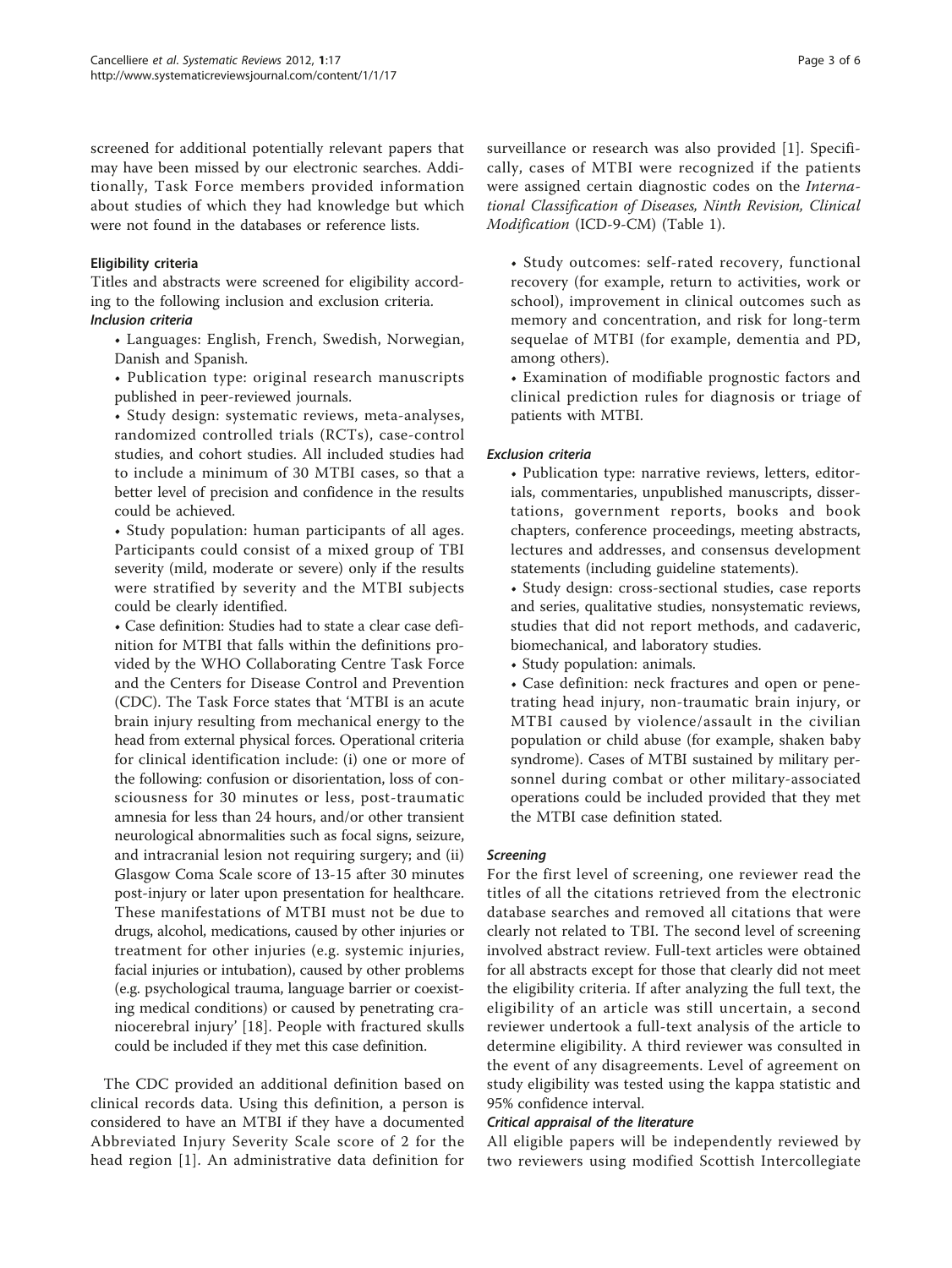screened for additional potentially relevant papers that may have been missed by our electronic searches. Additionally, Task Force members provided information about studies of which they had knowledge but which were not found in the databases or reference lists.

### Eligibility criteria

Titles and abstracts were screened for eligibility according to the following inclusion and exclusion criteria.

#### *Inclusion criteria*

- Languages: English, French, Swedish, Norwegian, Danish and Spanish.
- Publication type: original research manuscripts published in peer-reviewed journals.
- Study design: systematic reviews, meta-analyses, randomized controlled trials (RCTs), case-control studies, and cohort studies. All included studies had to include a minimum of 30 MTBI cases, so that a better level of precision and confidence in the results could be achieved.
- Study population: human participants of all ages. Participants could consist of a mixed group of TBI severity (mild, moderate or severe) only if the results were stratified by severity and the MTBI subjects could be clearly identified.
- Case definition: Studies had to state a clear case definition for MTBI that falls within the definitions provided by the WHO Collaborating Centre Task Force and the Centers for Disease Control and Prevention (CDC). The Task Force states that 'MTBI is an acute brain injury resulting from mechanical energy to the head from external physical forces. Operational criteria for clinical identification include: (i) one or more of the following: confusion or disorientation, loss of consciousness for 30 minutes or less, post-traumatic amnesia for less than 24 hours, and/or other transient neurological abnormalities such as focal signs, seizure, and intracranial lesion not requiring surgery; and (ii) Glasgow Coma Scale score of 13-15 after 30 minutes post-injury or later upon presentation for healthcare. These manifestations of MTBI must not be due to drugs, alcohol, medications, caused by other injuries or treatment for other injuries (e.g. systemic injuries, facial injuries or intubation), caused by other problems (e.g. psychological trauma, language barrier or coexisting medical conditions) or caused by penetrating craniocerebral injury' [18]. People with fractured skulls could be included if they met this case definition.

The CDC provided an additional definition based on clinical records data. Using this definition, a person is considered to have an MTBI if they have a documented Abbreviated Injury Severity Scale score of 2 for the head region [1]. An administrative data definition for surveillance or research was also provided [1]. Specifically, cases of MTBI were recognized if the patients were assigned certain diagnostic codes on the *International Classification of Diseases, Ninth Revision, Clinical Modification* (ICD-9-CM) (Table 1).

- Study outcomes: self-rated recovery, functional recovery (for example, return to activities, work or school), improvement in clinical outcomes such as memory and concentration, and risk for long-term sequelae of MTBI (for example, dementia and PD, among others).
- Examination of modifiable prognostic factors and clinical prediction rules for diagnosis or triage of patients with MTBI.

#### *Exclusion criteria*

- Publication type: narrative reviews, letters, editorials, commentaries, unpublished manuscripts, dissertations, government reports, books and book chapters, conference proceedings, meeting abstracts, lectures and addresses, and consensus development statements (including guideline statements).
- Study design: cross-sectional studies, case reports and series, qualitative studies, nonsystematic reviews, studies that did not report methods, and cadaveric, biomechanical, and laboratory studies.
- Study population: animals.
- Case definition: neck fractures and open or penetrating head injury, non-traumatic brain injury, or MTBI caused by violence/assault in the civilian population or child abuse (for example, shaken baby syndrome). Cases of MTBI sustained by military personnel during combat or other military-associated operations could be included provided that they met the MTBI case definition stated.

#### *Screening*

For the first level of screening, one reviewer read the titles of all the citations retrieved from the electronic database searches and removed all citations that were clearly not related to TBI. The second level of screening involved abstract review. Full-text articles were obtained for all abstracts except for those that clearly did not meet the eligibility criteria. If after analyzing the full text, the eligibility of an article was still uncertain, a second reviewer undertook a full-text analysis of the article to determine eligibility. A third reviewer was consulted in the event of any disagreements. Level of agreement on study eligibility was tested using the kappa statistic and 95% confidence interval.

#### *Critical appraisal of the literature*

All eligible papers will be independently reviewed by two reviewers using modified Scottish Intercollegiate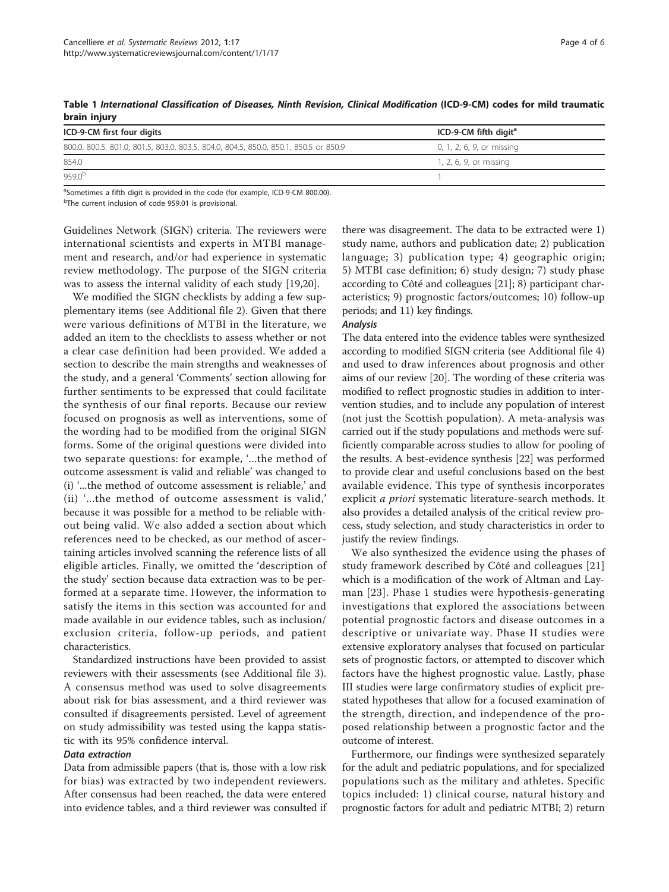**Table 1 *International Classification of Diseases, Ninth Revision, Clinical Modification* (ICD-9-CM) codes for mild traumatic brain injury**

| ICD-9-CM first four digits | ICD-9-CM fifth digit[a] |
|---|---|
| 800.0, 800.5, 801.0, 801.5, 803.0, 803.5, 804.0, 804.5, 850.0, 850.1, 850.5 or 850.9 | 0, 1, 2, 6, 9, or missing |
| 854.0 | 1, 2, 6, 9, or missing |
| 959.0[b] | 1 |

[a]Sometimes a fifth digit is provided in the code (for example, ICD-9-CM 800.00).
[b]The current inclusion of code 959.01 is provisional.

Guidelines Network (SIGN) criteria. The reviewers were international scientists and experts in MTBI management and research, and/or had experience in systematic review methodology. The purpose of the SIGN criteria was to assess the internal validity of each study [19,20].

We modified the SIGN checklists by adding a few supplementary items (see Additional file 2). Given that there were various definitions of MTBI in the literature, we added an item to the checklists to assess whether or not a clear case definition had been provided. We added a section to describe the main strengths and weaknesses of the study, and a general 'Comments' section allowing for further sentiments to be expressed that could facilitate the synthesis of our final reports. Because our review focused on prognosis as well as interventions, some of the wording had to be modified from the original SIGN forms. Some of the original questions were divided into two separate questions: for example, '...the method of outcome assessment is valid and reliable' was changed to (i) '...the method of outcome assessment is reliable,' and (ii) '...the method of outcome assessment is valid,' because it was possible for a method to be reliable without being valid. We also added a section about which references need to be checked, as our method of ascertaining articles involved scanning the reference lists of all eligible articles. Finally, we omitted the 'description of the study' section because data extraction was to be performed at a separate time. However, the information to satisfy the items in this section was accounted for and made available in our evidence tables, such as inclusion/exclusion criteria, follow-up periods, and patient characteristics.

Standardized instructions have been provided to assist reviewers with their assessments (see Additional file 3). A consensus method was used to solve disagreements about risk for bias assessment, and a third reviewer was consulted if disagreements persisted. Level of agreement on study admissibility was tested using the kappa statistic with its 95% confidence interval.

#### *Data extraction*

Data from admissible papers (that is, those with a low risk for bias) was extracted by two independent reviewers. After consensus had been reached, the data were entered into evidence tables, and a third reviewer was consulted if there was disagreement. The data to be extracted were 1) study name, authors and publication date; 2) publication language; 3) publication type; 4) geographic origin; 5) MTBI case definition; 6) study design; 7) study phase according to Côté and colleagues [21]; 8) participant characteristics; 9) prognostic factors/outcomes; 10) follow-up periods; and 11) key findings.

#### *Analysis*

The data entered into the evidence tables were synthesized according to modified SIGN criteria (see Additional file 4) and used to draw inferences about prognosis and other aims of our review [20]. The wording of these criteria was modified to reflect prognostic studies in addition to intervention studies, and to include any population of interest (not just the Scottish population). A meta-analysis was carried out if the study populations and methods were sufficiently comparable across studies to allow for pooling of the results. A best-evidence synthesis [22] was performed to provide clear and useful conclusions based on the best available evidence. This type of synthesis incorporates explicit *a priori* systematic literature-search methods. It also provides a detailed analysis of the critical review process, study selection, and study characteristics in order to justify the review findings.

We also synthesized the evidence using the phases of study framework described by Côté and colleagues [21] which is a modification of the work of Altman and Layman [23]. Phase 1 studies were hypothesis-generating investigations that explored the associations between potential prognostic factors and disease outcomes in a descriptive or univariate way. Phase II studies were extensive exploratory analyses that focused on particular sets of prognostic factors, or attempted to discover which factors have the highest prognostic value. Lastly, phase III studies were large confirmatory studies of explicit prestated hypotheses that allow for a focused examination of the strength, direction, and independence of the proposed relationship between a prognostic factor and the outcome of interest.

Furthermore, our findings were synthesized separately for the adult and pediatric populations, and for specialized populations such as the military and athletes. Specific topics included: 1) clinical course, natural history and prognostic factors for adult and pediatric MTBI; 2) return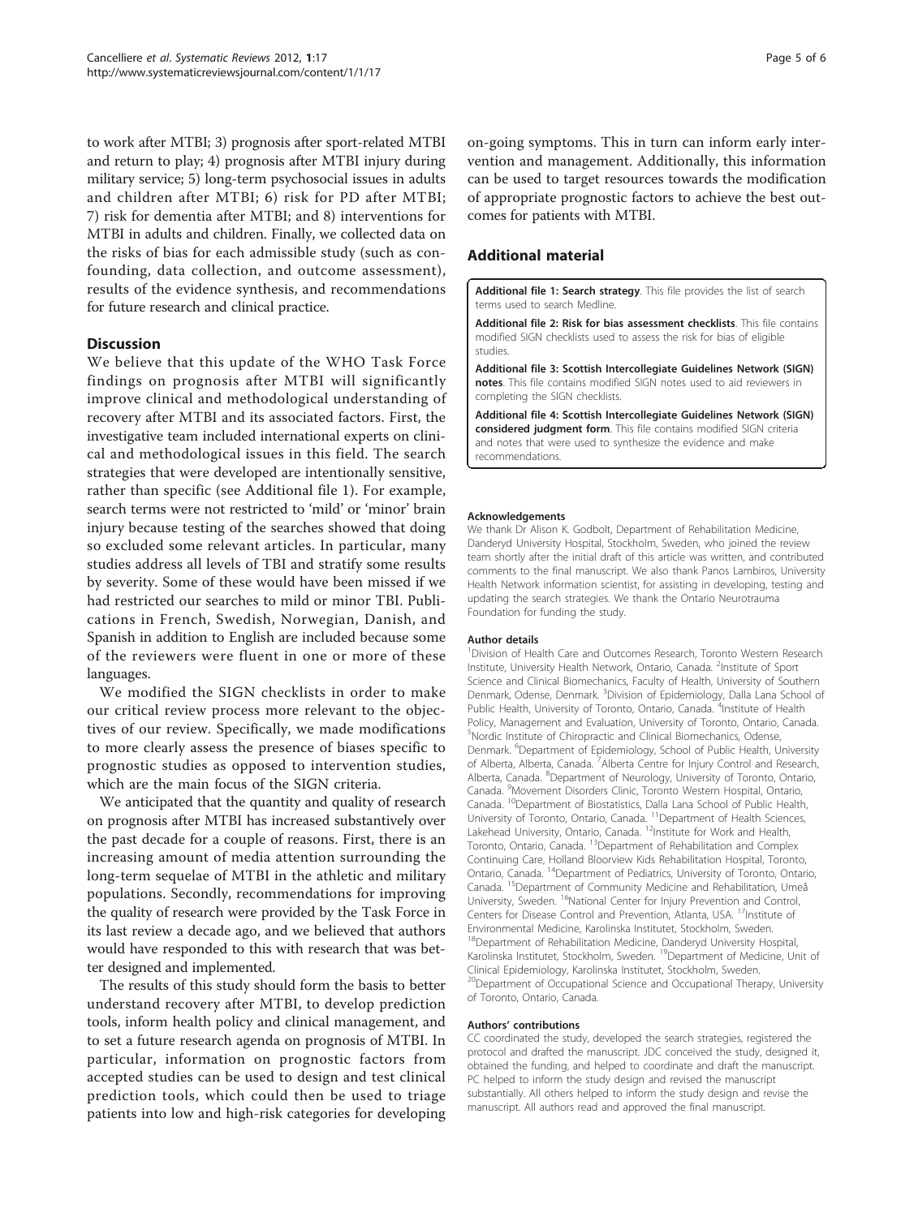to work after MTBI; 3) prognosis after sport-related MTBI and return to play; 4) prognosis after MTBI injury during military service; 5) long-term psychosocial issues in adults and children after MTBI; 6) risk for PD after MTBI; 7) risk for dementia after MTBI; and 8) interventions for MTBI in adults and children. Finally, we collected data on the risks of bias for each admissible study (such as confounding, data collection, and outcome assessment), results of the evidence synthesis, and recommendations for future research and clinical practice.

## Discussion

We believe that this update of the WHO Task Force findings on prognosis after MTBI will significantly improve clinical and methodological understanding of recovery after MTBI and its associated factors. First, the investigative team included international experts on clinical and methodological issues in this field. The search strategies that were developed are intentionally sensitive, rather than specific (see Additional file 1). For example, search terms were not restricted to 'mild' or 'minor' brain injury because testing of the searches showed that doing so excluded some relevant articles. In particular, many studies address all levels of TBI and stratify some results by severity. Some of these would have been missed if we had restricted our searches to mild or minor TBI. Publications in French, Swedish, Norwegian, Danish, and Spanish in addition to English are included because some of the reviewers were fluent in one or more of these languages.

We modified the SIGN checklists in order to make our critical review process more relevant to the objectives of our review. Specifically, we made modifications to more clearly assess the presence of biases specific to prognostic studies as opposed to intervention studies, which are the main focus of the SIGN criteria.

We anticipated that the quantity and quality of research on prognosis after MTBI has increased substantively over the past decade for a couple of reasons. First, there is an increasing amount of media attention surrounding the long-term sequelae of MTBI in the athletic and military populations. Secondly, recommendations for improving the quality of research were provided by the Task Force in its last review a decade ago, and we believed that authors would have responded to this with research that was better designed and implemented.

The results of this study should form the basis to better understand recovery after MTBI, to develop prediction tools, inform health policy and clinical management, and to set a future research agenda on prognosis of MTBI. In particular, information on prognostic factors from accepted studies can be used to design and test clinical prediction tools, which could then be used to triage patients into low and high-risk categories for developing on-going symptoms. This in turn can inform early intervention and management. Additionally, this information can be used to target resources towards the modification of appropriate prognostic factors to achieve the best outcomes for patients with MTBI.

## Additional material

**Additional file 1: Search strategy**. This file provides the list of search terms used to search Medline.

**Additional file 2: Risk for bias assessment checklists**. This file contains modified SIGN checklists used to assess the risk for bias of eligible studies.

**Additional file 3: Scottish Intercollegiate Guidelines Network (SIGN) notes**. This file contains modified SIGN notes used to aid reviewers in completing the SIGN checklists.

**Additional file 4: Scottish Intercollegiate Guidelines Network (SIGN) considered judgment form**. This file contains modified SIGN criteria and notes that were used to synthesize the evidence and make recommendations.

#### Acknowledgements

We thank Dr Alison K. Godbolt, Department of Rehabilitation Medicine, Danderyd University Hospital, Stockholm, Sweden, who joined the review team shortly after the initial draft of this article was written, and contributed comments to the final manuscript. We also thank Panos Lambiros, University Health Network information scientist, for assisting in developing, testing and updating the search strategies. We thank the Ontario Neurotrauma Foundation for funding the study.

#### Author details

[1]Division of Health Care and Outcomes Research, Toronto Western Research Institute, University Health Network, Ontario, Canada. [2]Institute of Sport Science and Clinical Biomechanics, Faculty of Health, University of Southern Denmark, Odense, Denmark. [3]Division of Epidemiology, Dalla Lana School of Public Health, University of Toronto, Ontario, Canada. [4]Institute of Health Policy, Management and Evaluation, University of Toronto, Ontario, Canada. [5]Nordic Institute of Chiropractic and Clinical Biomechanics, Odense, Denmark. [6]Department of Epidemiology, School of Public Health, University of Alberta, Alberta, Canada. [7]Alberta Centre for Injury Control and Research, Alberta, Canada. [8]Department of Neurology, University of Toronto, Ontario, Canada. [9]Movement Disorders Clinic, Toronto Western Hospital, Ontario, Canada. [10]Department of Biostatistics, Dalla Lana School of Public Health, University of Toronto, Ontario, Canada. [11]Department of Health Sciences, Lakehead University, Ontario, Canada. [12]Institute for Work and Health, Toronto, Ontario, Canada. [13]Department of Rehabilitation and Complex Continuing Care, Holland Bloorview Kids Rehabilitation Hospital, Toronto, Ontario, Canada. [14]Department of Pediatrics, University of Toronto, Ontario, Canada. [15]Department of Community Medicine and Rehabilitation, Umeå University, Sweden. [16]National Center for Injury Prevention and Control, Centers for Disease Control and Prevention, Atlanta, USA. [17]Institute of Environmental Medicine, Karolinska Institutet, Stockholm, Sweden. [18]Department of Rehabilitation Medicine, Danderyd University Hospital, Karolinska Institutet, Stockholm, Sweden. [19]Department of Medicine, Unit of Clinical Epidemiology, Karolinska Institutet, Stockholm, Sweden. [20]Department of Occupational Science and Occupational Therapy, University of Toronto, Ontario, Canada.

#### Authors' contributions

CC coordinated the study, developed the search strategies, registered the protocol and drafted the manuscript. JDC conceived the study, designed it, obtained the funding, and helped to coordinate and draft the manuscript. PC helped to inform the study design and revised the manuscript substantially. All others helped to inform the study design and revise the manuscript. All authors read and approved the final manuscript.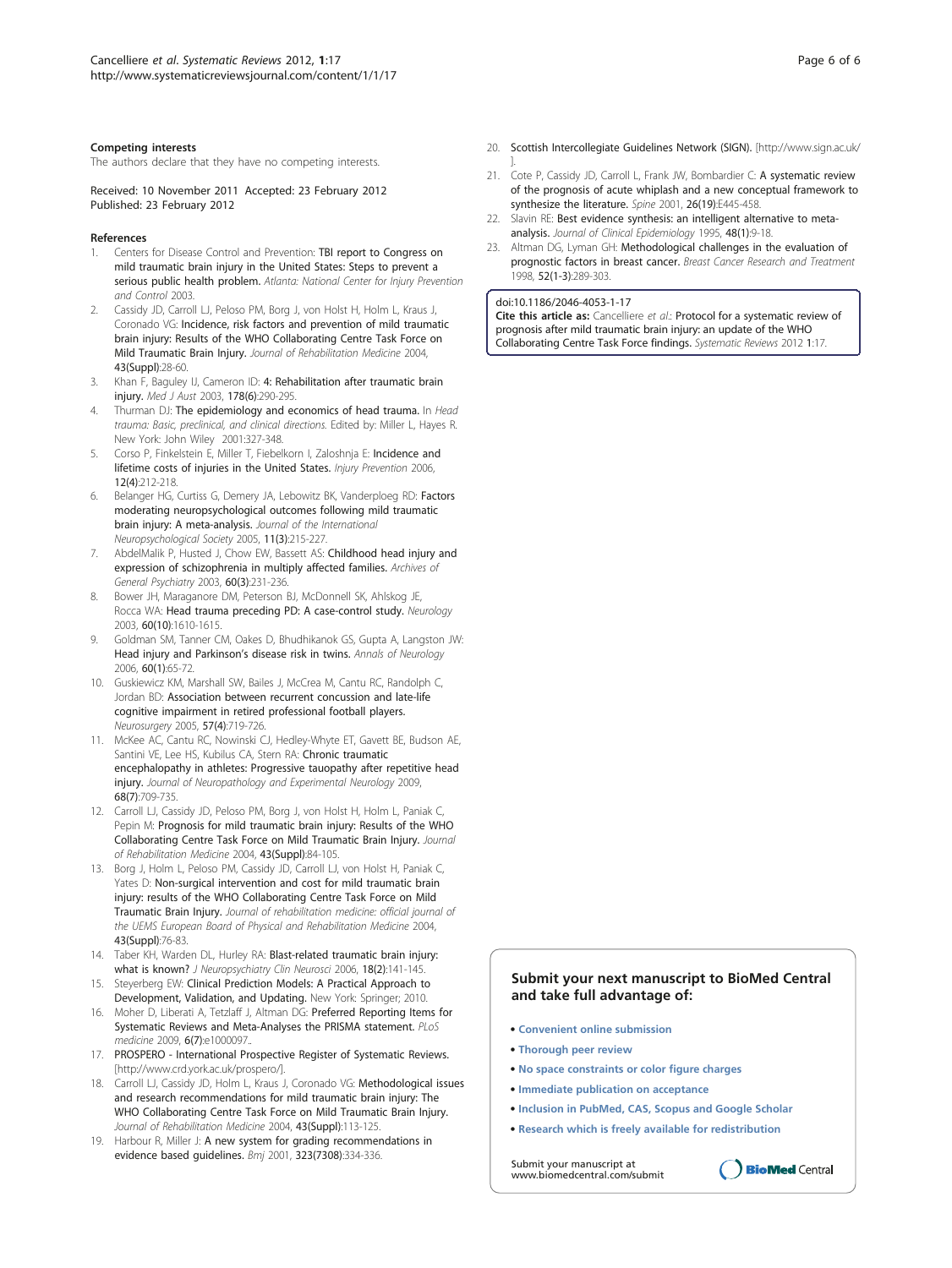#### Competing interests

The authors declare that they have no competing interests.

Received: 10 November 2011 Accepted: 23 February 2012
Published: 23 February 2012

#### References

1. Centers for Disease Control and Prevention: **TBI report to Congress on mild traumatic brain injury in the United States: Steps to prevent a serious public health problem.** *Atlanta: National Center for Injury Prevention and Control* 2003.
2. Cassidy JD, Carroll LJ, Peloso PM, Borg J, von Holst H, Holm L, Kraus J, Coronado VG: **Incidence, risk factors and prevention of mild traumatic brain injury: Results of the WHO Collaborating Centre Task Force on Mild Traumatic Brain Injury.** *Journal of Rehabilitation Medicine* 2004, **43(Suppl)**:28-60.
3. Khan F, Baguley IJ, Cameron ID: **4: Rehabilitation after traumatic brain injury.** *Med J Aust* 2003, **178(6)**:290-295.
4. Thurman DJ: **The epidemiology and economics of head trauma.** In *Head trauma: Basic, preclinical, and clinical directions.* Edited by: Miller L, Hayes R. New York: John Wiley 2001:327-348.
5. Corso P, Finkelstein E, Miller T, Fiebelkorn I, Zaloshnja E: **Incidence and lifetime costs of injuries in the United States.** *Injury Prevention* 2006, **12(4)**:212-218.
6. Belanger HG, Curtiss G, Demery JA, Lebowitz BK, Vanderploeg RD: **Factors moderating neuropsychological outcomes following mild traumatic brain injury: A meta-analysis.** *Journal of the International Neuropsychological Society* 2005, **11(3)**:215-227.
7. AbdelMalik P, Husted J, Chow EW, Bassett AS: **Childhood head injury and expression of schizophrenia in multiply affected families.** *Archives of General Psychiatry* 2003, **60(3)**:231-236.
8. Bower JH, Maraganore DM, Peterson BJ, McDonnell SK, Ahlskog JE, Rocca WA: **Head trauma preceding PD: A case-control study.** *Neurology* 2003, **60(10)**:1610-1615.
9. Goldman SM, Tanner CM, Oakes D, Bhudhikanok GS, Gupta A, Langston JW: **Head injury and Parkinson's disease risk in twins.** *Annals of Neurology* 2006, **60(1)**:65-72.
10. Guskiewicz KM, Marshall SW, Bailes J, McCrea M, Cantu RC, Randolph C, Jordan BD: **Association between recurrent concussion and late-life cognitive impairment in retired professional football players.** *Neurosurgery* 2005, **57(4)**:719-726.
11. McKee AC, Cantu RC, Nowinski CJ, Hedley-Whyte ET, Gavett BE, Budson AE, Santini VE, Lee HS, Kubilus CA, Stern RA: **Chronic traumatic encephalopathy in athletes: Progressive tauopathy after repetitive head injury.** *Journal of Neuropathology and Experimental Neurology* 2009, **68(7)**:709-735.
12. Carroll LJ, Cassidy JD, Peloso PM, Borg J, von Holst H, Holm L, Paniak C, Pepin M: **Prognosis for mild traumatic brain injury: Results of the WHO Collaborating Centre Task Force on Mild Traumatic Brain Injury.** *Journal of Rehabilitation Medicine* 2004, **43(Suppl)**:84-105.
13. Borg J, Holm L, Peloso PM, Cassidy JD, Carroll LJ, von Holst H, Paniak C, Yates D: **Non-surgical intervention and cost for mild traumatic brain injury: results of the WHO Collaborating Centre Task Force on Mild Traumatic Brain Injury.** *Journal of rehabilitation medicine: official journal of the UEMS European Board of Physical and Rehabilitation Medicine* 2004, **43(Suppl)**:76-83.
14. Taber KH, Warden DL, Hurley RA: **Blast-related traumatic brain injury: what is known?** *J Neuropsychiatry Clin Neurosci* 2006, **18(2)**:141-145.
15. Steyerberg EW: **Clinical Prediction Models: A Practical Approach to Development, Validation, and Updating.** New York: Springer; 2010.
16. Moher D, Liberati A, Tetzlaff J, Altman DG: **Preferred Reporting Items for Systematic Reviews and Meta-Analyses the PRISMA statement.** *PLoS medicine* 2009, **6(7)**:e1000097..
17. **PROSPERO - International Prospective Register of Systematic Reviews.** [http://www.crd.york.ac.uk/prospero/].
18. Carroll LJ, Cassidy JD, Holm L, Kraus J, Coronado VG: **Methodological issues and research recommendations for mild traumatic brain injury: The WHO Collaborating Centre Task Force on Mild Traumatic Brain Injury.** *Journal of Rehabilitation Medicine* 2004, **43(Suppl)**:113-125.
19. Harbour R, Miller J: **A new system for grading recommendations in evidence based guidelines.** *Bmj* 2001, **323(7308)**:334-336.
20. **Scottish Intercollegiate Guidelines Network (SIGN).** [http://www.sign.ac.uk/].
21. Cote P, Cassidy JD, Carroll L, Frank JW, Bombardier C: **A systematic review of the prognosis of acute whiplash and a new conceptual framework to synthesize the literature.** *Spine* 2001, **26(19)**:E445-458.
22. Slavin RE: **Best evidence synthesis: an intelligent alternative to meta-analysis.** *Journal of Clinical Epidemiology* 1995, **48(1)**:9-18.
23. Altman DG, Lyman GH: **Methodological challenges in the evaluation of prognostic factors in breast cancer.** *Breast Cancer Research and Treatment* 1998, **52(1-3)**:289-303.

doi:10.1186/2046-4053-1-17
**Cite this article as:** Cancelliere *et al.*: Protocol for a systematic review of prognosis after mild traumatic brain injury: an update of the WHO Collaborating Centre Task Force findings. *Systematic Reviews* 2012 **1**:17.

**Submit your next manuscript to BioMed Central and take full advantage of:**

- **Convenient online submission**
- **Thorough peer review**
- **No space constraints or color figure charges**
- **Immediate publication on acceptance**
- **Inclusion in PubMed, CAS, Scopus and Google Scholar**
- **Research which is freely available for redistribution**

Submit your manuscript at
www.biomedcentral.com/submit

BioMed Central